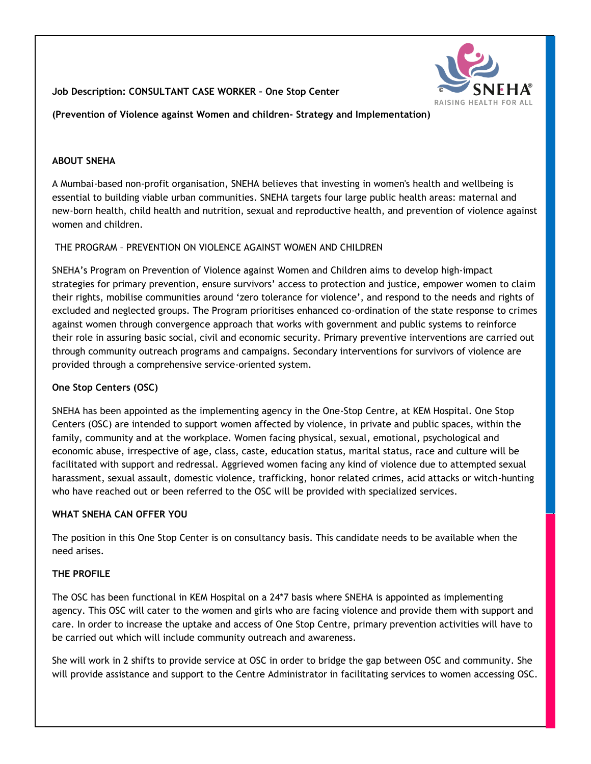**Job Description: CONSULTANT CASE WORKER – One Stop Center**

**(Prevention of Violence against Women and children- Strategy and Implementation)**

## ABOUT SNEHA

A Mumbai-based non-profit organisation, SNEHA believes that investing in women's health and wellbeing is essential to building viable urban communities. SNEHA targets four large public health areas: maternal and new-born health, child health and nutrition, sexual and reproductive health, and prevention of violence against women and children.

THE PROGRAM – PREVENTION ON VIOLENCE AGAINST WOMEN AND CHILDREN

SNEHA's Program on Prevention of Violence against Women and Children aims to develop high-impact strategies for primary prevention, ensure survivors' access to protection and justice, empower women to claim their rights, mobilise communities around 'zero tolerance for violence', and respond to the needs and rights of excluded and neglected groups. The Program prioritises enhanced co-ordination of the state response to crimes against women through convergence approach that works with government and public systems to reinforce their role in assuring basic social, civil and economic security. Primary preventive interventions are carried out through community outreach programs and campaigns. Secondary interventions for survivors of violence are provided through a comprehensive service-oriented system.

## One Stop Centers (OSC)

SNEHA has been appointed as the implementing agency in the One-Stop Centre, at KEM Hospital. One Stop Centers (OSC) are intended to support women affected by violence, in private and public spaces, within the family, community and at the workplace. Women facing physical, sexual, emotional, psychological and economic abuse, irrespective of age, class, caste, education status, marital status, race and culture will be facilitated with support and redressal. Aggrieved women facing any kind of violence due to attempted sexual harassment, sexual assault, domestic violence, trafficking, honor related crimes, acid attacks or witch-hunting who have reached out or been referred to the OSC will be provided with specialized services.

## WHAT SNEHA CAN OFFER YOU

The position in this One Stop Center is on consultancy basis. This candidate needs to be available when the need arises.

## THE PROFILE

The OSC has been functional in KEM Hospital on a 24*7 basis where SNEHA is appointed as implementing agency. This OSC will cater to the women and girls who are facing violence and provide them with support and care. In order to increase the uptake and access of One Stop Centre, primary prevention activities will have to be carried out which will include community outreach and awareness.

She will work in 2 shifts to provide service at OSC in order to bridge the gap between OSC and community. She will provide assistance and support to the Centre Administrator in facilitating services to women accessing OSC.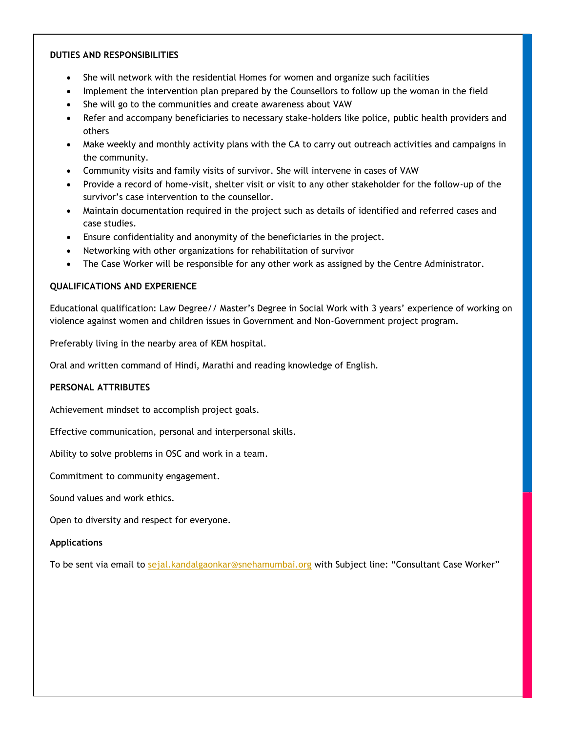**DUTIES AND RESPONSIBILITIES**

- She will network with the residential Homes for women and organize such facilities
- Implement the intervention plan prepared by the Counsellors to follow up the woman in the field
- She will go to the communities and create awareness about VAW
- Refer and accompany beneficiaries to necessary stake-holders like police, public health providers and others
- Make weekly and monthly activity plans with the CA to carry out outreach activities and campaigns in the community.
- Community visits and family visits of survivor. She will intervene in cases of VAW
- Provide a record of home-visit, shelter visit or visit to any other stakeholder for the follow-up of the survivor's case intervention to the counsellor.
- Maintain documentation required in the project such as details of identified and referred cases and case studies.
- Ensure confidentiality and anonymity of the beneficiaries in the project.
- Networking with other organizations for rehabilitation of survivor
- The Case Worker will be responsible for any other work as assigned by the Centre Administrator.

**QUALIFICATIONS AND EXPERIENCE**

Educational qualification: Law Degree// Master's Degree in Social Work with 3 years' experience of working on violence against women and children issues in Government and Non-Government project program.

Preferably living in the nearby area of KEM hospital.

Oral and written command of Hindi, Marathi and reading knowledge of English.

**PERSONAL ATTRIBUTES**

Achievement mindset to accomplish project goals.

Effective communication, personal and interpersonal skills.

Ability to solve problems in OSC and work in a team.

Commitment to community engagement.

Sound values and work ethics.

Open to diversity and respect for everyone.

**Applications**

To be sent via email to sejal.kandalgaonkar@snehamumbai.org with Subject line: "Consultant Case Worker"